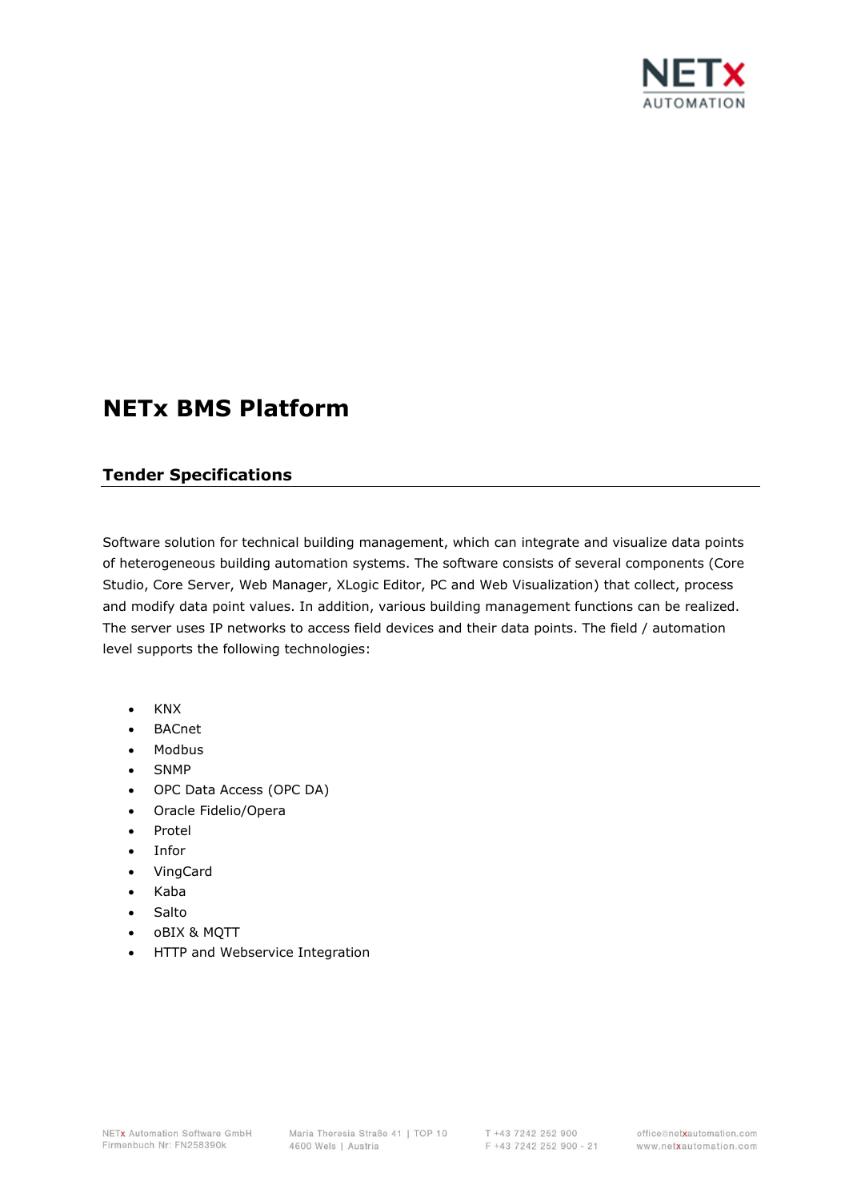# NETx BMS Platform

## Tender Specifications

Software solution for technical building management, which can integrate and visualize data points of heterogeneous building automation systems. The software consists of several components (Core Studio, Core Server, Web Manager, XLogic Editor, PC and Web Visualization) that collect, process and modify data point values. In addition, various building management functions can be realized. The server uses IP networks to access field devices and their data points. The field / automation level supports the following technologies:

- KNX
- BACnet
- Modbus
- SNMP
- OPC Data Access (OPC DA)
- Oracle Fidelio/Opera
- Protel
- Infor
- VingCard
- Kaba
- Salto
- oBIX & MQTT
- HTTP and Webservice Integration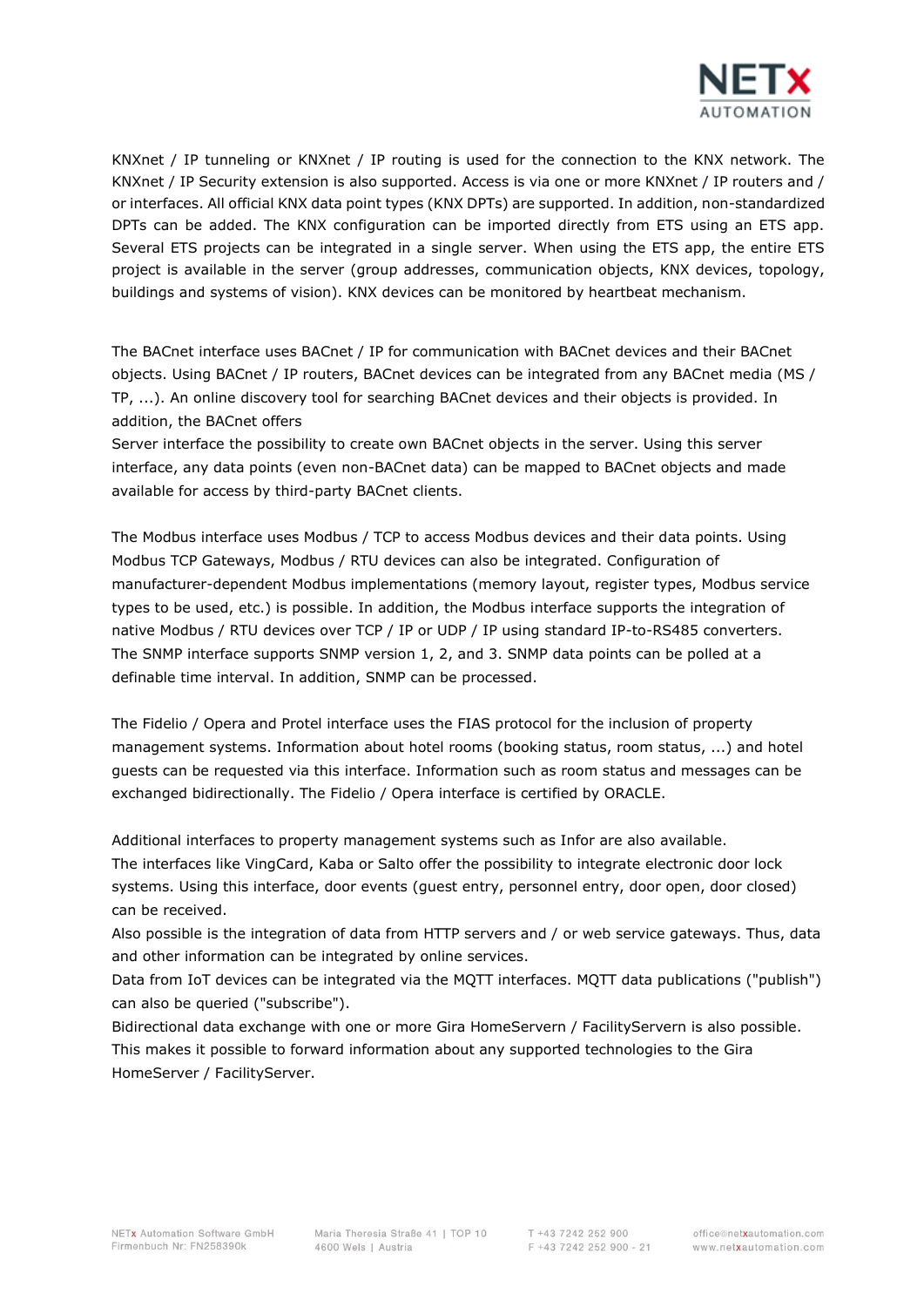KNXnet / IP tunneling or KNXnet / IP routing is used for the connection to the KNX network. The KNXnet / IP Security extension is also supported. Access is via one or more KNXnet / IP routers and / or interfaces. All official KNX data point types (KNX DPTs) are supported. In addition, non-standardized DPTs can be added. The KNX configuration can be imported directly from ETS using an ETS app. Several ETS projects can be integrated in a single server. When using the ETS app, the entire ETS project is available in the server (group addresses, communication objects, KNX devices, topology, buildings and systems of vision). KNX devices can be monitored by heartbeat mechanism.

The BACnet interface uses BACnet / IP for communication with BACnet devices and their BACnet objects. Using BACnet / IP routers, BACnet devices can be integrated from any BACnet media (MS / TP, ...). An online discovery tool for searching BACnet devices and their objects is provided. In addition, the BACnet offers
Server interface the possibility to create own BACnet objects in the server. Using this server interface, any data points (even non-BACnet data) can be mapped to BACnet objects and made available for access by third-party BACnet clients.

The Modbus interface uses Modbus / TCP to access Modbus devices and their data points. Using Modbus TCP Gateways, Modbus / RTU devices can also be integrated. Configuration of manufacturer-dependent Modbus implementations (memory layout, register types, Modbus service types to be used, etc.) is possible. In addition, the Modbus interface supports the integration of native Modbus / RTU devices over TCP / IP or UDP / IP using standard IP-to-RS485 converters.
The SNMP interface supports SNMP version 1, 2, and 3. SNMP data points can be polled at a definable time interval. In addition, SNMP can be processed.

The Fidelio / Opera and Protel interface uses the FIAS protocol for the inclusion of property management systems. Information about hotel rooms (booking status, room status, ...) and hotel guests can be requested via this interface. Information such as room status and messages can be exchanged bidirectionally. The Fidelio / Opera interface is certified by ORACLE.

Additional interfaces to property management systems such as Infor are also available.
The interfaces like VingCard, Kaba or Salto offer the possibility to integrate electronic door lock systems. Using this interface, door events (guest entry, personnel entry, door open, door closed) can be received.
Also possible is the integration of data from HTTP servers and / or web service gateways. Thus, data and other information can be integrated by online services.
Data from IoT devices can be integrated via the MQTT interfaces. MQTT data publications ("publish") can also be queried ("subscribe").
Bidirectional data exchange with one or more Gira HomeServern / FacilityServern is also possible. This makes it possible to forward information about any supported technologies to the Gira HomeServer / FacilityServer.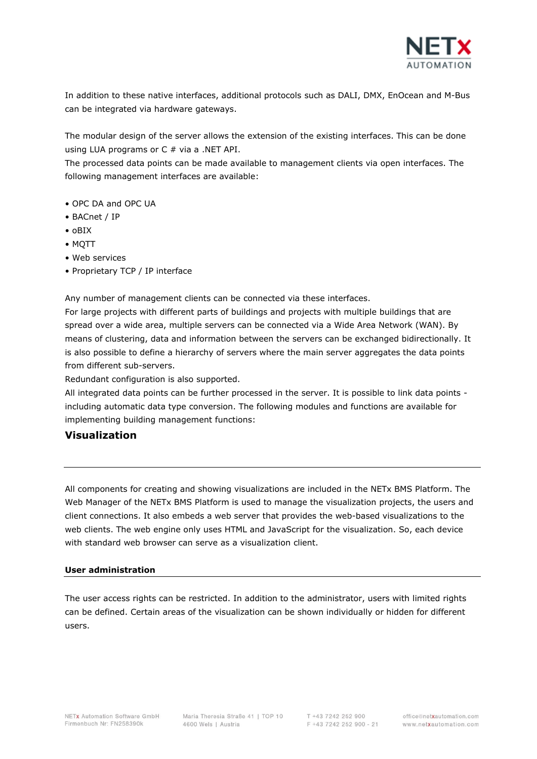In addition to these native interfaces, additional protocols such as DALI, DMX, EnOcean and M-Bus can be integrated via hardware gateways.

The modular design of the server allows the extension of the existing interfaces. This can be done using LUA programs or C # via a .NET API.
The processed data points can be made available to management clients via open interfaces. The following management interfaces are available:

- OPC DA and OPC UA
- BACnet / IP
- oBIX
- MQTT
- Web services
- Proprietary TCP / IP interface

Any number of management clients can be connected via these interfaces.
For large projects with different parts of buildings and projects with multiple buildings that are spread over a wide area, multiple servers can be connected via a Wide Area Network (WAN). By means of clustering, data and information between the servers can be exchanged bidirectionally. It is also possible to define a hierarchy of servers where the main server aggregates the data points from different sub-servers.
Redundant configuration is also supported.
All integrated data points can be further processed in the server. It is possible to link data points - including automatic data type conversion. The following modules and functions are available for implementing building management functions:

## Visualization

All components for creating and showing visualizations are included in the NETx BMS Platform. The Web Manager of the NETx BMS Platform is used to manage the visualization projects, the users and client connections. It also embeds a web server that provides the web-based visualizations to the web clients. The web engine only uses HTML and JavaScript for the visualization. So, each device with standard web browser can serve as a visualization client.

### User administration

The user access rights can be restricted. In addition to the administrator, users with limited rights can be defined. Certain areas of the visualization can be shown individually or hidden for different users.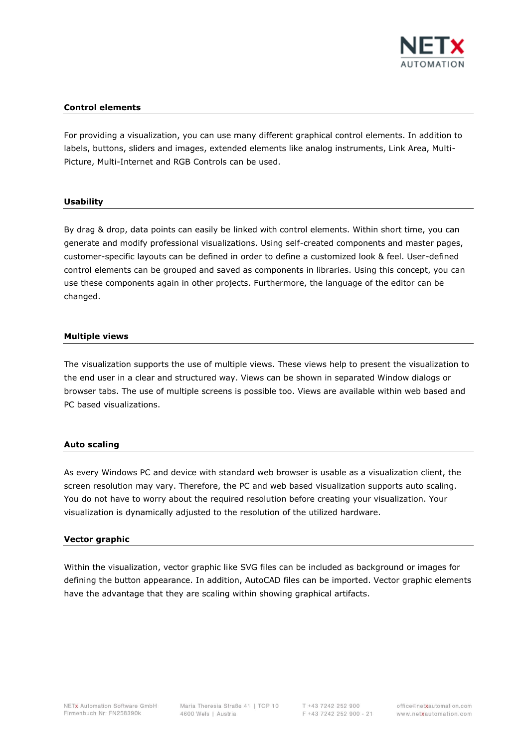## Control elements

For providing a visualization, you can use many different graphical control elements. In addition to labels, buttons, sliders and images, extended elements like analog instruments, Link Area, Multi-Picture, Multi-Internet and RGB Controls can be used.

## Usability

By drag & drop, data points can easily be linked with control elements. Within short time, you can generate and modify professional visualizations. Using self-created components and master pages, customer-specific layouts can be defined in order to define a customized look & feel. User-defined control elements can be grouped and saved as components in libraries. Using this concept, you can use these components again in other projects. Furthermore, the language of the editor can be changed.

## Multiple views

The visualization supports the use of multiple views. These views help to present the visualization to the end user in a clear and structured way. Views can be shown in separated Window dialogs or browser tabs. The use of multiple screens is possible too. Views are available within web based and PC based visualizations.

## Auto scaling

As every Windows PC and device with standard web browser is usable as a visualization client, the screen resolution may vary. Therefore, the PC and web based visualization supports auto scaling. You do not have to worry about the required resolution before creating your visualization. Your visualization is dynamically adjusted to the resolution of the utilized hardware.

## Vector graphic

Within the visualization, vector graphic like SVG files can be included as background or images for defining the button appearance. In addition, AutoCAD files can be imported. Vector graphic elements have the advantage that they are scaling within showing graphical artifacts.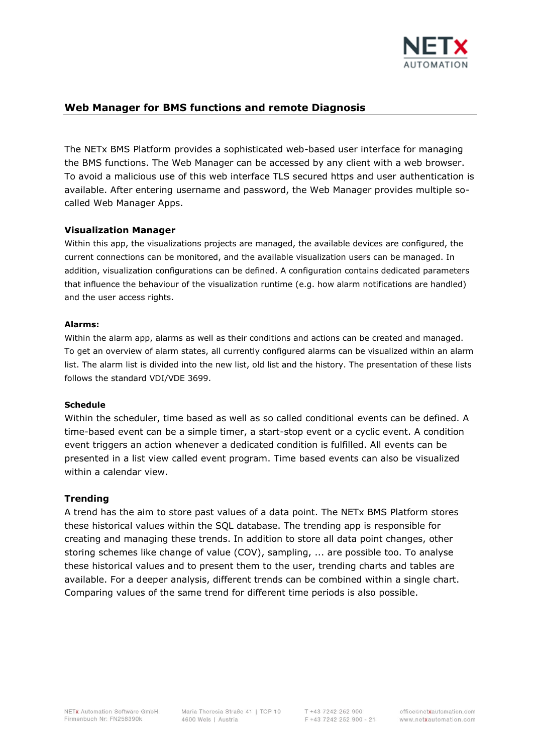## Web Manager for BMS functions and remote Diagnosis

The NETx BMS Platform provides a sophisticated web-based user interface for managing the BMS functions. The Web Manager can be accessed by any client with a web browser. To avoid a malicious use of this web interface TLS secured https and user authentication is available. After entering username and password, the Web Manager provides multiple so-called Web Manager Apps.

### Visualization Manager

Within this app, the visualizations projects are managed, the available devices are configured, the current connections can be monitored, and the available visualization users can be managed. In addition, visualization configurations can be defined. A configuration contains dedicated parameters that influence the behaviour of the visualization runtime (e.g. how alarm notifications are handled) and the user access rights.

#### Alarms:

Within the alarm app, alarms as well as their conditions and actions can be created and managed. To get an overview of alarm states, all currently configured alarms can be visualized within an alarm list. The alarm list is divided into the new list, old list and the history. The presentation of these lists follows the standard VDI/VDE 3699.

#### Schedule

Within the scheduler, time based as well as so called conditional events can be defined. A time-based event can be a simple timer, a start-stop event or a cyclic event. A condition event triggers an action whenever a dedicated condition is fulfilled. All events can be presented in a list view called event program. Time based events can also be visualized within a calendar view.

### Trending

A trend has the aim to store past values of a data point. The NETx BMS Platform stores these historical values within the SQL database. The trending app is responsible for creating and managing these trends. In addition to store all data point changes, other storing schemes like change of value (COV), sampling, ... are possible too. To analyse these historical values and to present them to the user, trending charts and tables are available. For a deeper analysis, different trends can be combined within a single chart. Comparing values of the same trend for different time periods is also possible.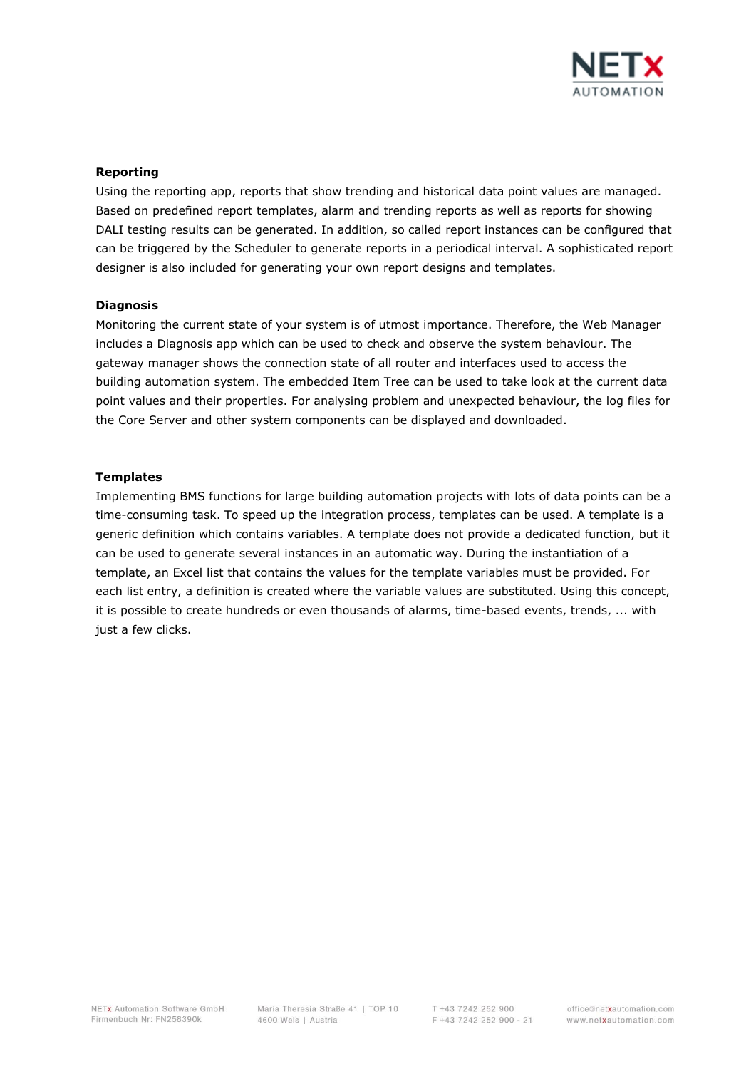**Reporting**

Using the reporting app, reports that show trending and historical data point values are managed. Based on predefined report templates, alarm and trending reports as well as reports for showing DALI testing results can be generated. In addition, so called report instances can be configured that can be triggered by the Scheduler to generate reports in a periodical interval. A sophisticated report designer is also included for generating your own report designs and templates.

**Diagnosis**

Monitoring the current state of your system is of utmost importance. Therefore, the Web Manager includes a Diagnosis app which can be used to check and observe the system behaviour. The gateway manager shows the connection state of all router and interfaces used to access the building automation system. The embedded Item Tree can be used to take look at the current data point values and their properties. For analysing problem and unexpected behaviour, the log files for the Core Server and other system components can be displayed and downloaded.

**Templates**

Implementing BMS functions for large building automation projects with lots of data points can be a time-consuming task. To speed up the integration process, templates can be used. A template is a generic definition which contains variables. A template does not provide a dedicated function, but it can be used to generate several instances in an automatic way. During the instantiation of a template, an Excel list that contains the values for the template variables must be provided. For each list entry, a definition is created where the variable values are substituted. Using this concept, it is possible to create hundreds or even thousands of alarms, time-based events, trends, ... with just a few clicks.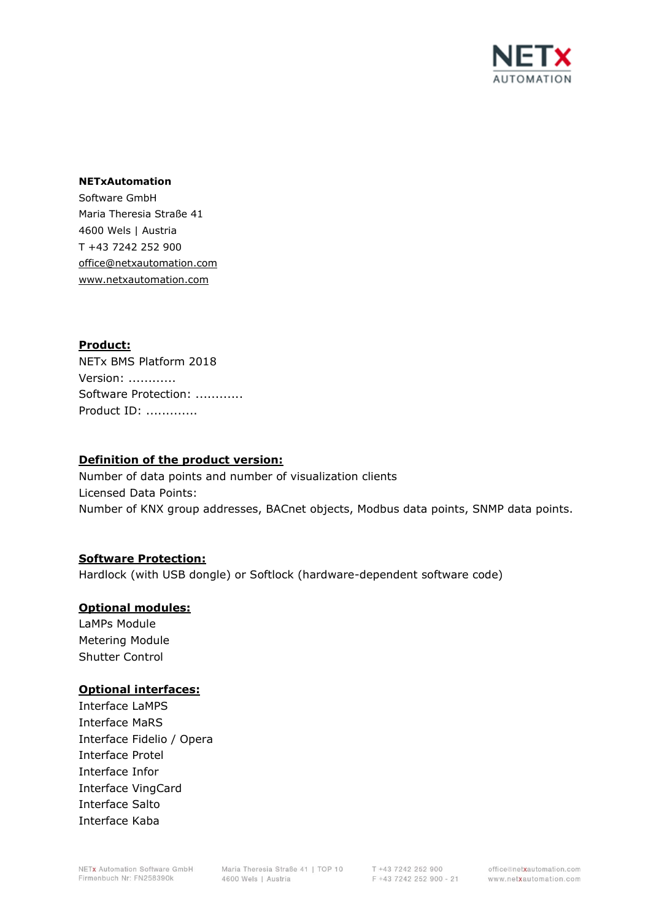**NETxAutomation**
Software GmbH
Maria Theresia Straße 41
4600 Wels | Austria
T +43 7242 252 900
office@netxautomation.com
www.netxautomation.com

**Product:**

NETx BMS Platform 2018
Version: ............
Software Protection: ............
Product ID: .............

**Definition of the product version:**

Number of data points and number of visualization clients
Licensed Data Points:
Number of KNX group addresses, BACnet objects, Modbus data points, SNMP data points.

**Software Protection:**

Hardlock (with USB dongle) or Softlock (hardware-dependent software code)

**Optional modules:**

LaMPs Module
Metering Module
Shutter Control

**Optional interfaces:**

Interface LaMPS
Interface MaRS
Interface Fidelio / Opera
Interface Protel
Interface Infor
Interface VingCard
Interface Salto
Interface Kaba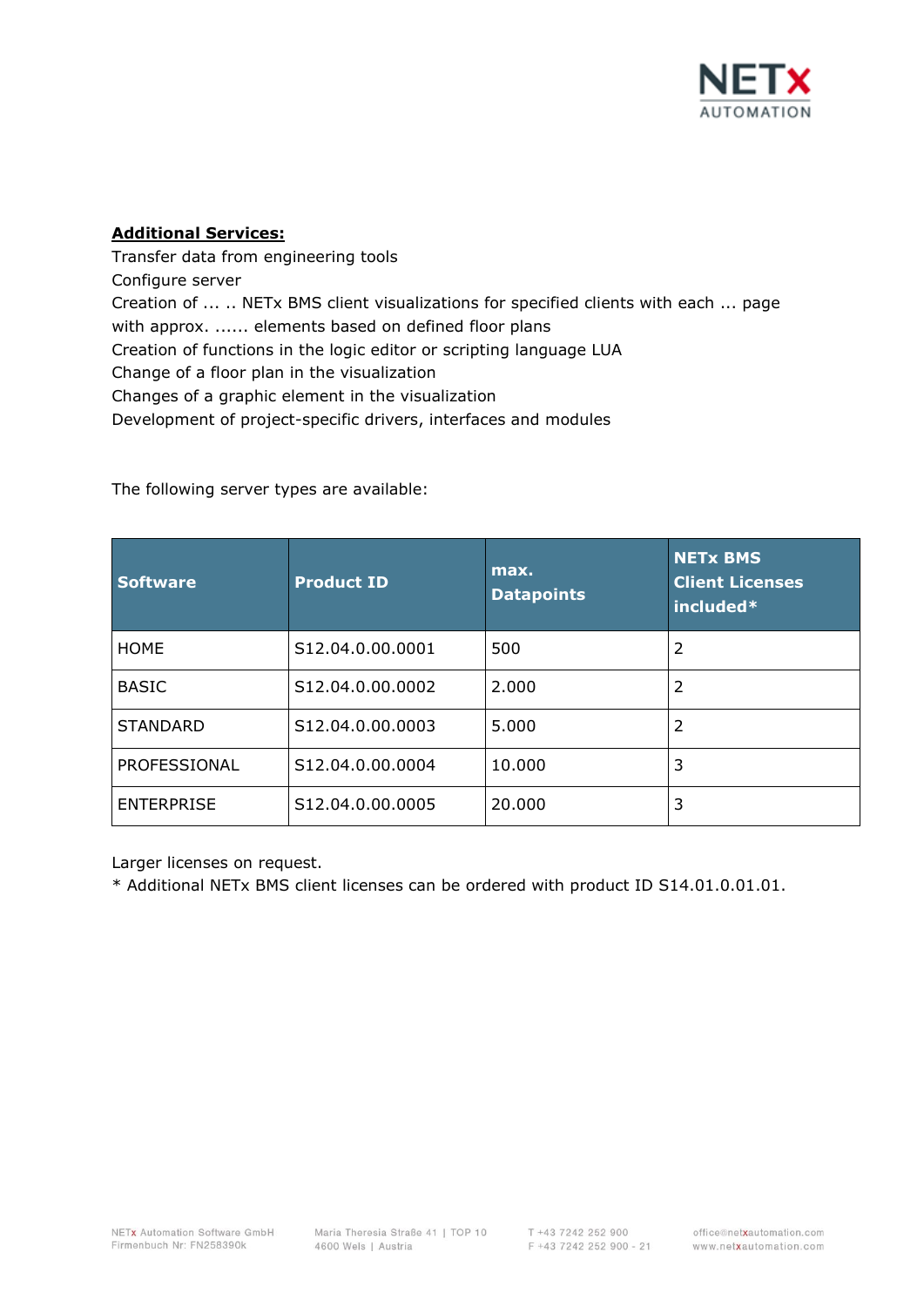**Additional Services:**

Transfer data from engineering tools
Configure server
Creation of ... .. NETx BMS client visualizations for specified clients with each ... page with approx. ...... elements based on defined floor plans
Creation of functions in the logic editor or scripting language LUA
Change of a floor plan in the visualization
Changes of a graphic element in the visualization
Development of project-specific drivers, interfaces and modules

The following server types are available:

| Software | Product ID | max. Datapoints | NETx BMS Client Licenses included* |
|---|---|---|---|
| HOME | S12.04.0.00.0001 | 500 | 2 |
| BASIC | S12.04.0.00.0002 | 2.000 | 2 |
| STANDARD | S12.04.0.00.0003 | 5.000 | 2 |
| PROFESSIONAL | S12.04.0.00.0004 | 10.000 | 3 |
| ENTERPRISE | S12.04.0.00.0005 | 20.000 | 3 |

Larger licenses on request.
* Additional NETx BMS client licenses can be ordered with product ID S14.01.0.01.01.